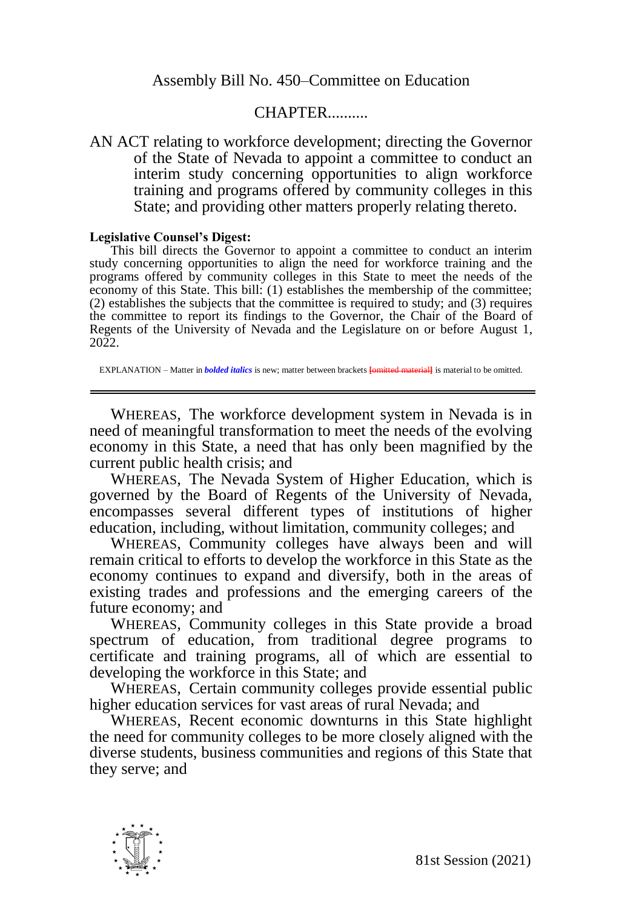Assembly Bill No. 450–Committee on Education

CHAPTER..........

AN ACT relating to workforce development; directing the Governor of the State of Nevada to appoint a committee to conduct an interim study concerning opportunities to align workforce training and programs offered by community colleges in this State; and providing other matters properly relating thereto.

**Legislative Counsel's Digest:**

This bill directs the Governor to appoint a committee to conduct an interim study concerning opportunities to align the need for workforce training and the programs offered by community colleges in this State to meet the needs of the economy of this State. This bill: (1) establishes the membership of the committee; (2) establishes the subjects that the committee is required to study; and (3) requires the committee to report its findings to the Governor, the Chair of the Board of Regents of the University of Nevada and the Legislature on or before August 1, 2022.

EXPLANATION – Matter in ***bolded italics*** is new; matter between brackets [~~omitted material~~] is material to be omitted.

---

WHEREAS, The workforce development system in Nevada is in need of meaningful transformation to meet the needs of the evolving economy in this State, a need that has only been magnified by the current public health crisis; and

WHEREAS, The Nevada System of Higher Education, which is governed by the Board of Regents of the University of Nevada, encompasses several different types of institutions of higher education, including, without limitation, community colleges; and

WHEREAS, Community colleges have always been and will remain critical to efforts to develop the workforce in this State as the economy continues to expand and diversify, both in the areas of existing trades and professions and the emerging careers of the future economy; and

WHEREAS, Community colleges in this State provide a broad spectrum of education, from traditional degree programs to certificate and training programs, all of which are essential to developing the workforce in this State; and

WHEREAS, Certain community colleges provide essential public higher education services for vast areas of rural Nevada; and

WHEREAS, Recent economic downturns in this State highlight the need for community colleges to be more closely aligned with the diverse students, business communities and regions of this State that they serve; and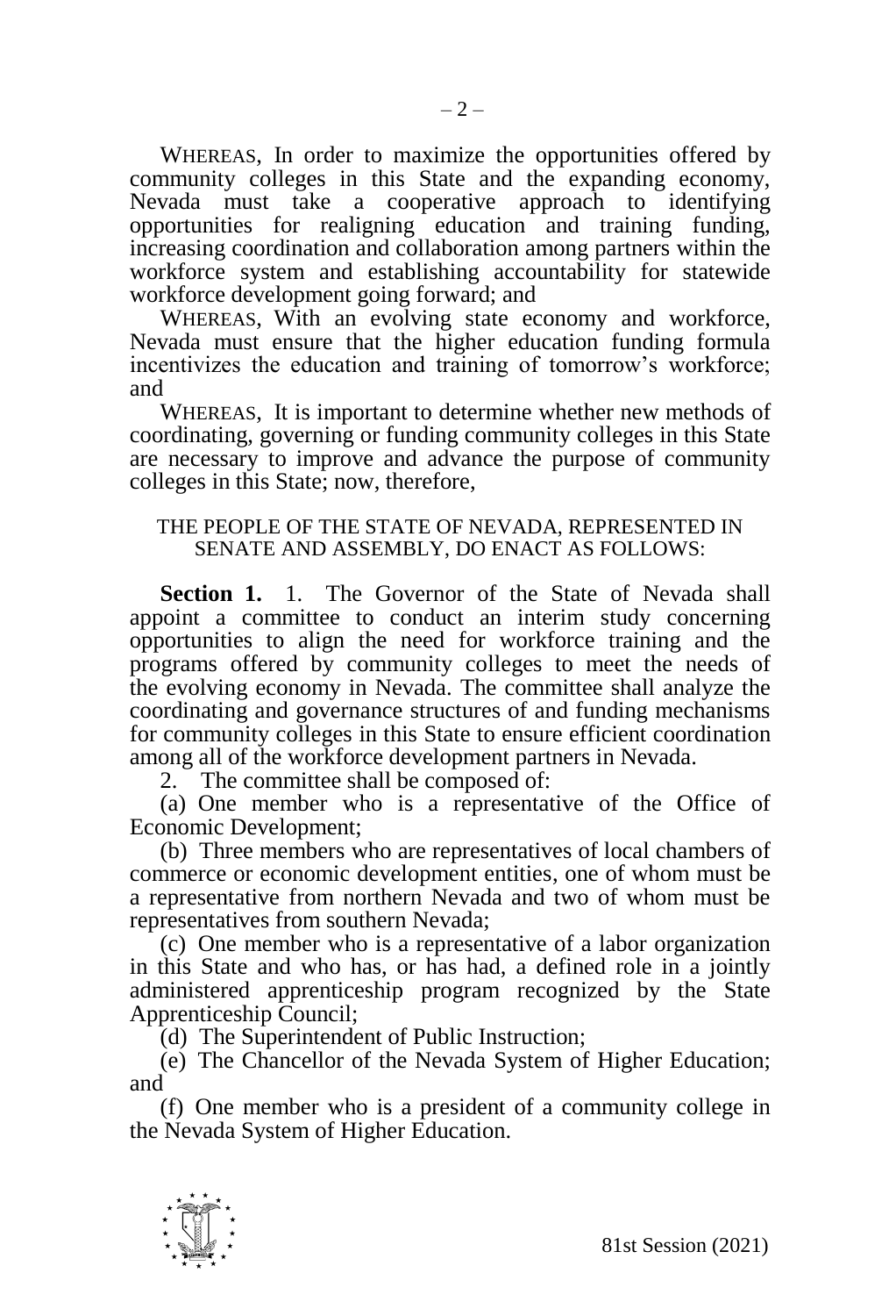WHEREAS, In order to maximize the opportunities offered by community colleges in this State and the expanding economy, Nevada must take a cooperative approach to identifying opportunities for realigning education and training funding, increasing coordination and collaboration among partners within the workforce system and establishing accountability for statewide workforce development going forward; and

WHEREAS, With an evolving state economy and workforce, Nevada must ensure that the higher education funding formula incentivizes the education and training of tomorrow's workforce; and

WHEREAS, It is important to determine whether new methods of coordinating, governing or funding community colleges in this State are necessary to improve and advance the purpose of community colleges in this State; now, therefore,

THE PEOPLE OF THE STATE OF NEVADA, REPRESENTED IN SENATE AND ASSEMBLY, DO ENACT AS FOLLOWS:

**Section 1.** 1. The Governor of the State of Nevada shall appoint a committee to conduct an interim study concerning opportunities to align the need for workforce training and the programs offered by community colleges to meet the needs of the evolving economy in Nevada. The committee shall analyze the coordinating and governance structures of and funding mechanisms for community colleges in this State to ensure efficient coordination among all of the workforce development partners in Nevada.

2. The committee shall be composed of:

(a) One member who is a representative of the Office of Economic Development;

(b) Three members who are representatives of local chambers of commerce or economic development entities, one of whom must be a representative from northern Nevada and two of whom must be representatives from southern Nevada;

(c) One member who is a representative of a labor organization in this State and who has, or has had, a defined role in a jointly administered apprenticeship program recognized by the State Apprenticeship Council;

(d) The Superintendent of Public Instruction;

(e) The Chancellor of the Nevada System of Higher Education; and

(f) One member who is a president of a community college in the Nevada System of Higher Education.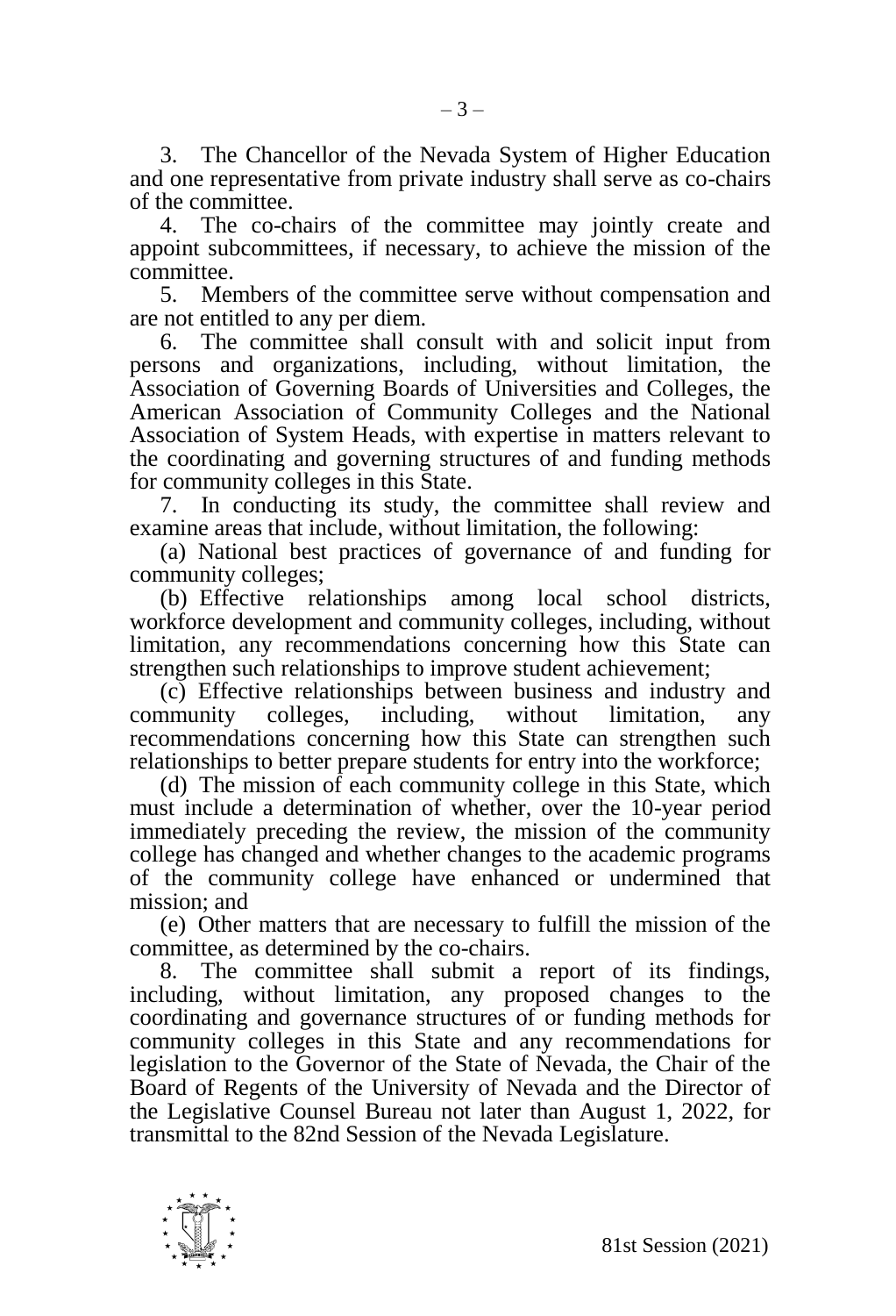3. The Chancellor of the Nevada System of Higher Education and one representative from private industry shall serve as co-chairs of the committee.

4. The co-chairs of the committee may jointly create and appoint subcommittees, if necessary, to achieve the mission of the committee.

5. Members of the committee serve without compensation and are not entitled to any per diem.

6. The committee shall consult with and solicit input from persons and organizations, including, without limitation, the Association of Governing Boards of Universities and Colleges, the American Association of Community Colleges and the National Association of System Heads, with expertise in matters relevant to the coordinating and governing structures of and funding methods for community colleges in this State.

7. In conducting its study, the committee shall review and examine areas that include, without limitation, the following:

(a) National best practices of governance of and funding for community colleges;

(b) Effective relationships among local school districts, workforce development and community colleges, including, without limitation, any recommendations concerning how this State can strengthen such relationships to improve student achievement;

(c) Effective relationships between business and industry and community colleges, including, without limitation, any recommendations concerning how this State can strengthen such relationships to better prepare students for entry into the workforce;

(d) The mission of each community college in this State, which must include a determination of whether, over the 10-year period immediately preceding the review, the mission of the community college has changed and whether changes to the academic programs of the community college have enhanced or undermined that mission; and

(e) Other matters that are necessary to fulfill the mission of the committee, as determined by the co-chairs.

8. The committee shall submit a report of its findings, including, without limitation, any proposed changes to the coordinating and governance structures of or funding methods for community colleges in this State and any recommendations for legislation to the Governor of the State of Nevada, the Chair of the Board of Regents of the University of Nevada and the Director of the Legislative Counsel Bureau not later than August 1, 2022, for transmittal to the 82nd Session of the Nevada Legislature.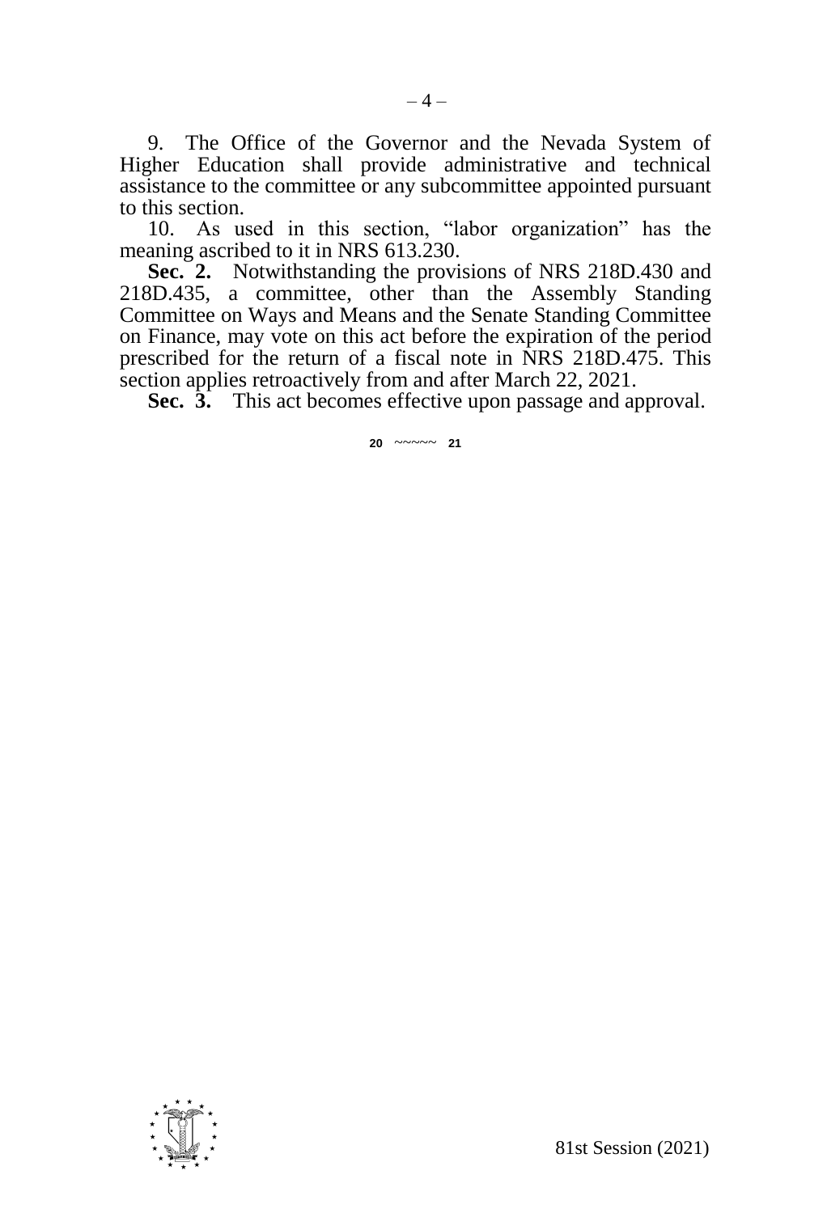9. The Office of the Governor and the Nevada System of Higher Education shall provide administrative and technical assistance to the committee or any subcommittee appointed pursuant to this section.

10. As used in this section, "labor organization" has the meaning ascribed to it in NRS 613.230.

**Sec. 2.** Notwithstanding the provisions of NRS 218D.430 and 218D.435, a committee, other than the Assembly Standing Committee on Ways and Means and the Senate Standing Committee on Finance, may vote on this act before the expiration of the period prescribed for the return of a fiscal note in NRS 218D.475. This section applies retroactively from and after March 22, 2021.

**Sec. 3.** This act becomes effective upon passage and approval.

20 ~~~~~ 21